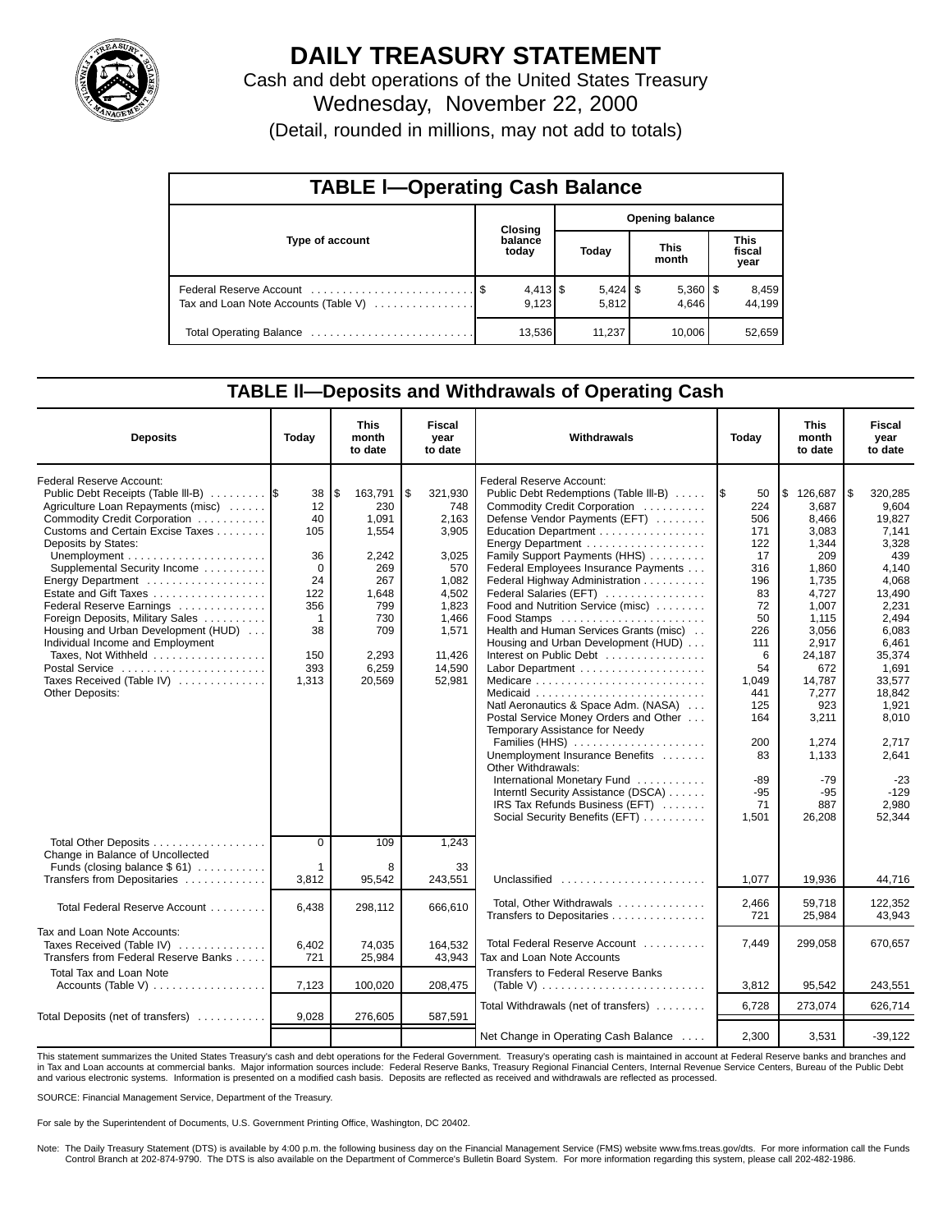# DAILY TREASURY STATEMENT

Cash and debt operations of the United States Treasury

Wednesday, November 22, 2000

(Detail, rounded in millions, may not add to totals)

## TABLE I—Operating Cash Balance

| Type of account | Closing balance today | Opening balance Today | Opening balance This month | Opening balance This fiscal year |
|---|---|---|---|---|
| Federal Reserve Account | $ 4,413 | $ 5,424 | $ 5,360 | $ 8,459 |
| Tax and Loan Note Accounts (Table V) | 9,123 | 5,812 | 4,646 | 44,199 |
| Total Operating Balance | 13,536 | 11,237 | 10,006 | 52,659 |

## TABLE II—Deposits and Withdrawals of Operating Cash

| Deposits | Today | This month to date | Fiscal year to date |
|---|---|---|---|
| Federal Reserve Account: | | | |
| Public Debt Receipts (Table III-B) | $ 38 | $ 163,791 | $ 321,930 |
| Agriculture Loan Repayments (misc) | 12 | 230 | 748 |
| Commodity Credit Corporation | 40 | 1,091 | 2,163 |
| Customs and Certain Excise Taxes | 105 | 1,554 | 3,905 |
| Deposits by States: | | | |
| Unemployment | 36 | 2,242 | 3,025 |
| Supplemental Security Income | 0 | 269 | 570 |
| Energy Department | 24 | 267 | 1,082 |
| Estate and Gift Taxes | 122 | 1,648 | 4,502 |
| Federal Reserve Earnings | 356 | 799 | 1,823 |
| Foreign Deposits, Military Sales | 1 | 730 | 1,466 |
| Housing and Urban Development (HUD) | 38 | 709 | 1,571 |
| Individual Income and Employment Taxes, Not Withheld | 150 | 2,293 | 11,426 |
| Postal Service | 393 | 6,259 | 14,590 |
| Taxes Received (Table IV) | 1,313 | 20,569 | 52,981 |
| Other Deposits: | | | |
| Total Other Deposits | 0 | 109 | 1,243 |
| Change in Balance of Uncollected Funds (closing balance $ 61) | 1 | 8 | 33 |
| Transfers from Depositaries | 3,812 | 95,542 | 243,551 |
| Total Federal Reserve Account | 6,438 | 298,112 | 666,610 |
| Tax and Loan Note Accounts: | | | |
| Taxes Received (Table IV) | 6,402 | 74,035 | 164,532 |
| Transfers from Federal Reserve Banks | 721 | 25,984 | 43,943 |
| Total Tax and Loan Note Accounts (Table V) | 7,123 | 100,020 | 208,475 |
| Total Deposits (net of transfers) | 9,028 | 276,605 | 587,591 |

| Withdrawals | Today | This month to date | Fiscal year to date |
|---|---|---|---|
| Federal Reserve Account: | | | |
| Public Debt Redemptions (Table III-B) | $ 50 | $ 126,687 | $ 320,285 |
| Commodity Credit Corporation | 224 | 3,687 | 9,604 |
| Defense Vendor Payments (EFT) | 506 | 8,466 | 19,827 |
| Education Department | 171 | 3,083 | 7,141 |
| Energy Department | 122 | 1,344 | 3,328 |
| Family Support Payments (HHS) | 17 | 209 | 439 |
| Federal Employees Insurance Payments | 316 | 1,860 | 4,140 |
| Federal Highway Administration | 196 | 1,735 | 4,068 |
| Federal Salaries (EFT) | 83 | 4,727 | 13,490 |
| Food and Nutrition Service (misc) | 72 | 1,007 | 2,231 |
| Food Stamps | 50 | 1,115 | 2,494 |
| Health and Human Services Grants (misc) | 226 | 3,056 | 6,083 |
| Housing and Urban Development (HUD) | 111 | 2,917 | 6,461 |
| Interest on Public Debt | 6 | 24,187 | 35,374 |
| Labor Department | 54 | 672 | 1,691 |
| Medicare | 1,049 | 14,787 | 33,577 |
| Medicaid | 441 | 7,277 | 18,842 |
| Natl Aeronautics & Space Adm. (NASA) | 125 | 923 | 1,921 |
| Postal Service Money Orders and Other | 164 | 3,211 | 8,010 |
| Temporary Assistance for Needy Families (HHS) | 200 | 1,274 | 2,717 |
| Unemployment Insurance Benefits | 83 | 1,133 | 2,641 |
| Other Withdrawals: | | | |
| International Monetary Fund | -89 | -79 | -23 |
| Interntl Security Assistance (DSCA) | -95 | -95 | -129 |
| IRS Tax Refunds Business (EFT) | 71 | 887 | 2,980 |
| Social Security Benefits (EFT) | 1,501 | 26,208 | 52,344 |
| Unclassified | 1,077 | 19,936 | 44,716 |
| Total, Other Withdrawals | 2,466 | 59,718 | 122,352 |
| Transfers to Depositaries | 721 | 25,984 | 43,943 |
| Total Federal Reserve Account | 7,449 | 299,058 | 670,657 |
| Tax and Loan Note Accounts | | | |
| Transfers to Federal Reserve Banks (Table V) | 3,812 | 95,542 | 243,551 |
| Total Withdrawals (net of transfers) | 6,728 | 273,074 | 626,714 |
| Net Change in Operating Cash Balance | 2,300 | 3,531 | -39,122 |

This statement summarizes the United States Treasury's cash and debt operations for the Federal Government. Treasury's operating cash is maintained in account at Federal Reserve banks and branches and in Tax and Loan accounts at commercial banks. Major information sources include: Federal Reserve Banks, Treasury Regional Financial Centers, Internal Revenue Service Centers, Bureau of the Public Debt and various electronic systems. Information is presented on a modified cash basis. Deposits are reflected as received and withdrawals are reflected as processed.

SOURCE: Financial Management Service, Department of the Treasury.

For sale by the Superintendent of Documents, U.S. Government Printing Office, Washington, DC 20402.

Note: The Daily Treasury Statement (DTS) is available by 4:00 p.m. the following business day on the Financial Management Service (FMS) website www.fms.treas.gov/dts. For more information call the Funds Control Branch at 202-874-9790. The DTS is also available on the Department of Commerce's Bulletin Board System. For more information regarding this system, please call 202-482-1986.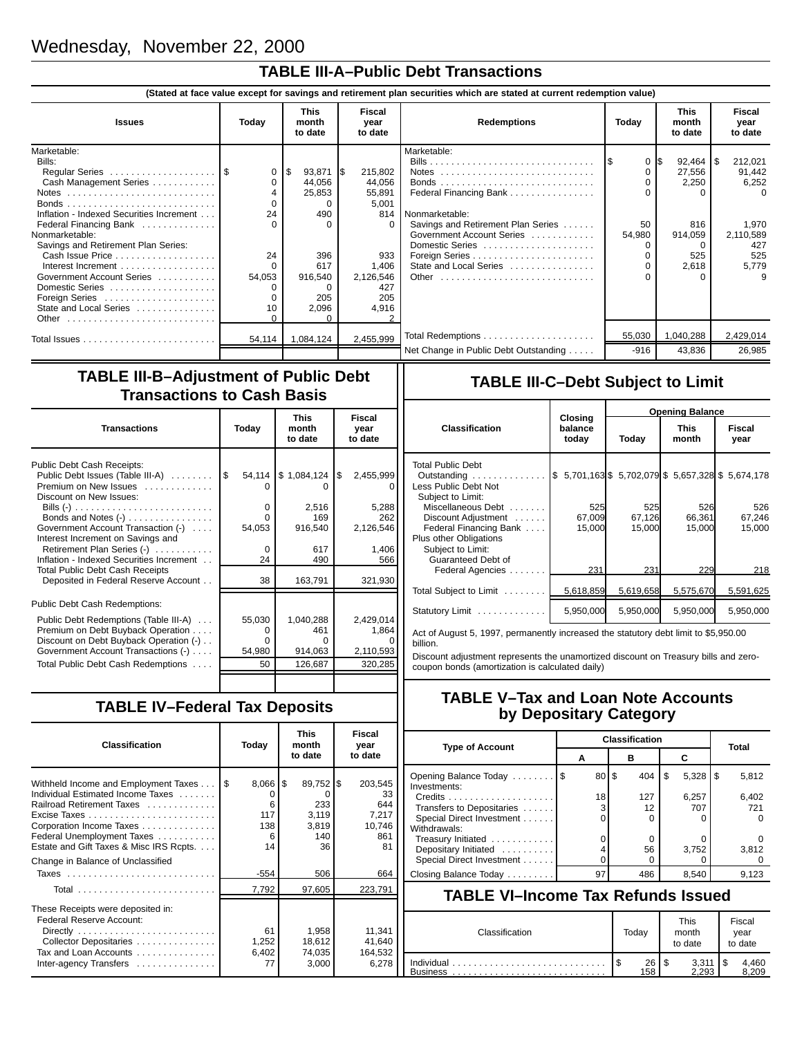Wednesday, November 22, 2000

## TABLE III-A–Public Debt Transactions

(Stated at face value except for savings and retirement plan securities which are stated at current redemption value)

| Issues | Today | This month to date | Fiscal year to date |
|---|---|---|---|
| Marketable: | | | |
| Bills: | | | |
| Regular Series | $ 0 | $ 93,871 | $ 215,802 |
| Cash Management Series | 0 | 44,056 | 44,056 |
| Notes | 4 | 25,853 | 55,891 |
| Bonds | 0 | 0 | 5,001 |
| Inflation - Indexed Securities Increment | 24 | 490 | 814 |
| Federal Financing Bank | 0 | 0 | 0 |
| Nonmarketable: | | | |
| Savings and Retirement Plan Series: | | | |
| Cash Issue Price | 24 | 396 | 933 |
| Interest Increment | 0 | 617 | 1,406 |
| Government Account Series | 54,053 | 916,540 | 2,126,546 |
| Domestic Series | 0 | 0 | 427 |
| Foreign Series | 0 | 205 | 205 |
| State and Local Series | 10 | 2,096 | 4,916 |
| Other | 0 | 0 | 2 |
| Total Issues | 54,114 | 1,084,124 | 2,455,999 |

| Redemptions | Today | This month to date | Fiscal year to date |
|---|---|---|---|
| Marketable: | | | |
| Bills | $ 0 | $ 92,464 | $ 212,021 |
| Notes | 0 | 27,556 | 91,442 |
| Bonds | 0 | 2,250 | 6,252 |
| Federal Financing Bank | 0 | 0 | 0 |
| Nonmarketable: | | | |
| Savings and Retirement Plan Series | 50 | 816 | 1,970 |
| Government Account Series | 54,980 | 914,059 | 2,110,589 |
| Domestic Series | 0 | 0 | 427 |
| Foreign Series | 0 | 525 | 525 |
| State and Local Series | 0 | 2,618 | 5,779 |
| Other | 0 | 0 | 9 |
| Total Redemptions | 55,030 | 1,040,288 | 2,429,014 |
| Net Change in Public Debt Outstanding | -916 | 43,836 | 26,985 |

## TABLE III-B–Adjustment of Public Debt Transactions to Cash Basis

| Transactions | Today | This month to date | Fiscal year to date |
|---|---|---|---|
| Public Debt Cash Receipts: | | | |
| Public Debt Issues (Table III-A) | $ 54,114 | $ 1,084,124 | $ 2,455,999 |
| Premium on New Issues | 0 | 0 | 0 |
| Discount on New Issues: | | | |
| Bills (-) | 0 | 2,516 | 5,288 |
| Bonds and Notes (-) | 0 | 169 | 262 |
| Government Account Transaction (-) | 54,053 | 916,540 | 2,126,546 |
| Interest Increment on Savings and Retirement Plan Series (-) | 0 | 617 | 1,406 |
| Inflation - Indexed Securities Increment | 24 | 490 | 566 |
| Total Public Debt Cash Receipts Deposited in Federal Reserve Account | 38 | 163,791 | 321,930 |
| Public Debt Cash Redemptions: | | | |
| Public Debt Redemptions (Table III-A) | 55,030 | 1,040,288 | 2,429,014 |
| Premium on Debt Buyback Operation | 0 | 461 | 1,864 |
| Discount on Debt Buyback Operation (-) | 0 | 0 | 0 |
| Government Account Transactions (-) | 54,980 | 914,063 | 2,110,593 |
| Total Public Debt Cash Redemptions | 50 | 126,687 | 320,285 |

## TABLE III-C–Debt Subject to Limit

| Classification | Closing balance today | Opening Balance Today | Opening Balance This month | Opening Balance Fiscal year |
|---|---|---|---|---|
| Total Public Debt Outstanding | $ 5,701,163 | $ 5,702,079 | $ 5,657,328 | $ 5,674,178 |
| Less Public Debt Not Subject to Limit: | | | | |
| Miscellaneous Debt | 525 | 525 | 526 | 526 |
| Discount Adjustment | 67,009 | 67,126 | 66,361 | 67,246 |
| Federal Financing Bank | 15,000 | 15,000 | 15,000 | 15,000 |
| Plus other Obligations Subject to Limit: | | | | |
| Guaranteed Debt of Federal Agencies | 231 | 231 | 229 | 218 |
| Total Subject to Limit | 5,618,859 | 5,619,658 | 5,575,670 | 5,591,625 |
| Statutory Limit | 5,950,000 | 5,950,000 | 5,950,000 | 5,950,000 |

Act of August 5, 1997, permanently increased the statutory debt limit to $5,950.00 billion.

Discount adjustment represents the unamortized discount on Treasury bills and zero-coupon bonds (amortization is calculated daily)

## TABLE IV–Federal Tax Deposits

| Classification | Today | This month to date | Fiscal year to date |
|---|---|---|---|
| Withheld Income and Employment Taxes | $ 8,066 | $ 89,752 | $ 203,545 |
| Individual Estimated Income Taxes | 0 | 0 | 33 |
| Railroad Retirement Taxes | 6 | 233 | 644 |
| Excise Taxes | 117 | 3,119 | 7,217 |
| Corporation Income Taxes | 138 | 3,819 | 10,746 |
| Federal Unemployment Taxes | 6 | 140 | 861 |
| Estate and Gift Taxes & Misc IRS Rcpts. | 14 | 36 | 81 |
| Change in Balance of Unclassified Taxes | -554 | 506 | 664 |
| Total | 7,792 | 97,605 | 223,791 |
| These Receipts were deposited in: | | | |
| Federal Reserve Account: | | | |
| Directly | 61 | 1,958 | 11,341 |
| Collector Depositaries | 1,252 | 18,612 | 41,640 |
| Tax and Loan Accounts | 6,402 | 74,035 | 164,532 |
| Inter-agency Transfers | 77 | 3,000 | 6,278 |

## TABLE V–Tax and Loan Note Accounts by Depositary Category

| Type of Account | Classification A | Classification B | Classification C | Total |
|---|---|---|---|---|
| Opening Balance Today | $ 80 | $ 404 | $ 5,328 | $ 5,812 |
| Investments: | | | | |
| Credits | 18 | 127 | 6,257 | 6,402 |
| Transfers to Depositaries | 3 | 12 | 707 | 721 |
| Special Direct Investment | 0 | 0 | 0 | 0 |
| Withdrawals: | | | | |
| Treasury Initiated | 0 | 0 | 0 | 0 |
| Depositary Initiated | 4 | 56 | 3,752 | 3,812 |
| Special Direct Investment | 0 | 0 | 0 | 0 |
| Closing Balance Today | 97 | 486 | 8,540 | 9,123 |

## TABLE VI–Income Tax Refunds Issued

| Classification | Today | This month to date | Fiscal year to date |
|---|---|---|---|
| Individual | $ 26 | $ 3,311 | $ 4,460 |
| Business | 158 | 2,293 | 8,209 |